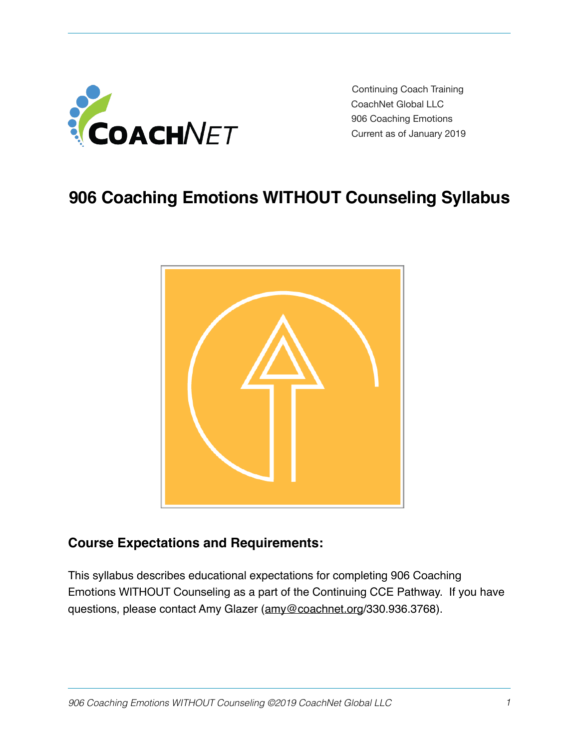Continuing Coach Training
CoachNet Global LLC
906 Coaching Emotions
Current as of January 2019

# 906 Coaching Emotions WITHOUT Counseling Syllabus

## Course Expectations and Requirements:

This syllabus describes educational expectations for completing 906 Coaching Emotions WITHOUT Counseling as a part of the Continuing CCE Pathway. If you have questions, please contact Amy Glazer (amy@coachnet.org/330.936.3768).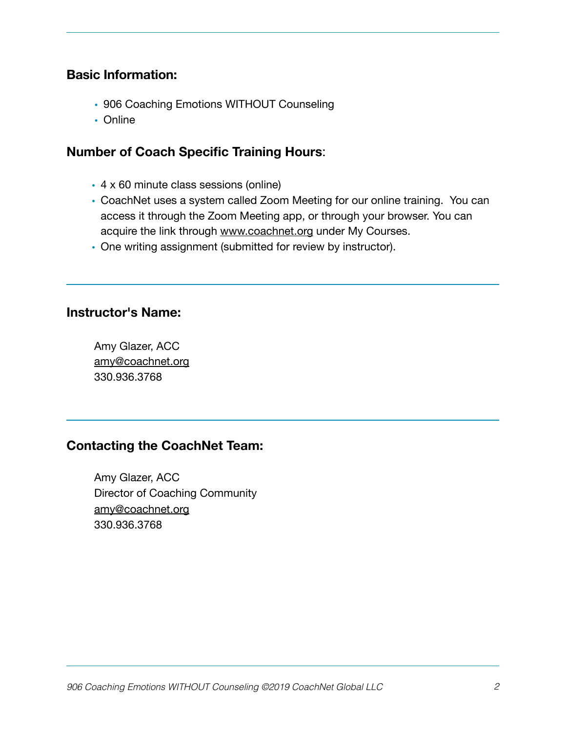## Basic Information:

- 906 Coaching Emotions WITHOUT Counseling
- Online

## Number of Coach Specific Training Hours:

- 4 x 60 minute class sessions (online)
- CoachNet uses a system called Zoom Meeting for our online training. You can access it through the Zoom Meeting app, or through your browser. You can acquire the link through www.coachnet.org under My Courses.
- One writing assignment (submitted for review by instructor).

---

## Instructor's Name:

Amy Glazer, ACC
amy@coachnet.org
330.936.3768

---

## Contacting the CoachNet Team:

Amy Glazer, ACC
Director of Coaching Community
amy@coachnet.org
330.936.3768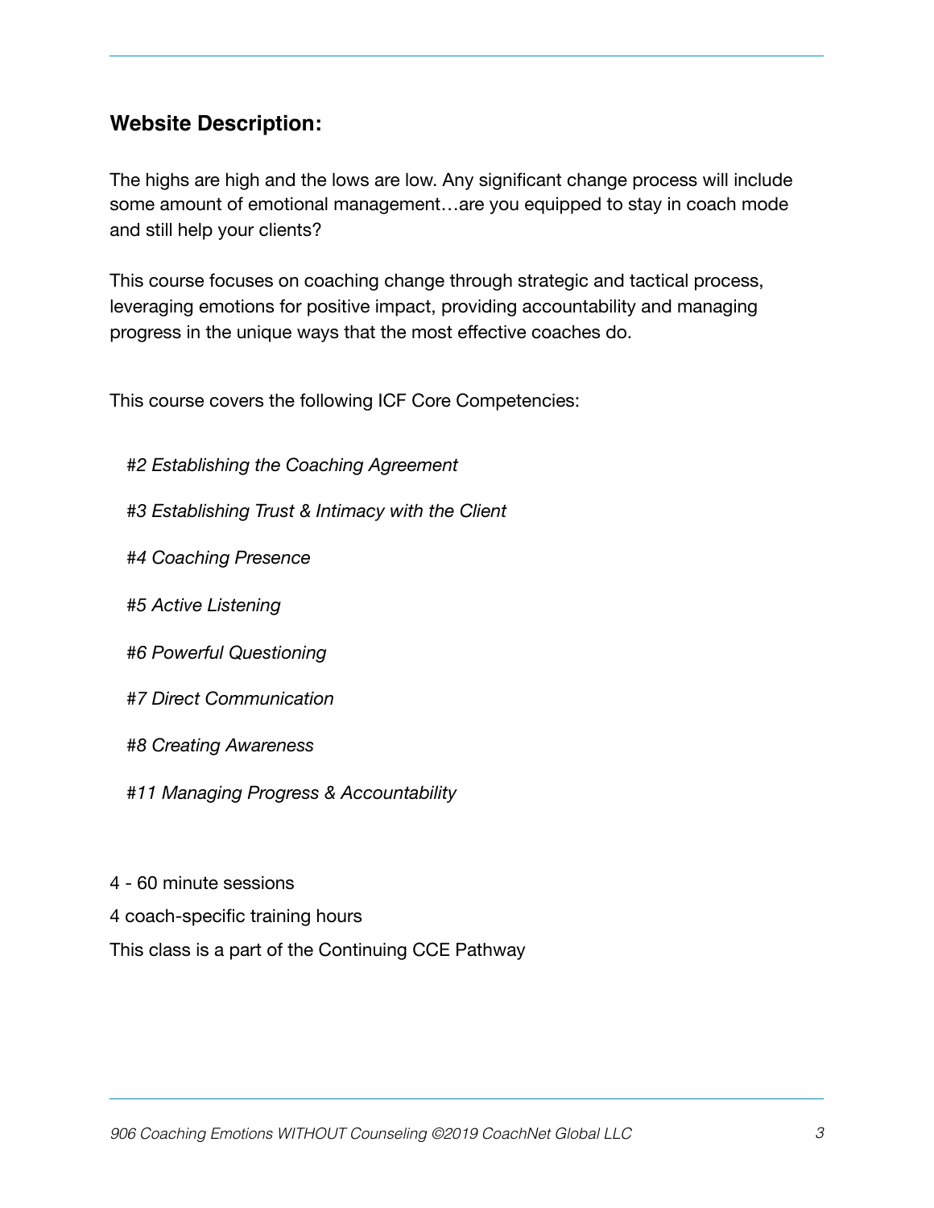## Website Description:

The highs are high and the lows are low. Any significant change process will include some amount of emotional management…are you equipped to stay in coach mode and still help your clients?

This course focuses on coaching change through strategic and tactical process, leveraging emotions for positive impact, providing accountability and managing progress in the unique ways that the most effective coaches do.

This course covers the following ICF Core Competencies:

*#2 Establishing the Coaching Agreement*

*#3 Establishing Trust & Intimacy with the Client*

*#4 Coaching Presence*

*#5 Active Listening*

*#6 Powerful Questioning*

*#7 Direct Communication*

*#8 Creating Awareness*

*#11 Managing Progress & Accountability*

4 - 60 minute sessions

4 coach-specific training hours

This class is a part of the Continuing CCE Pathway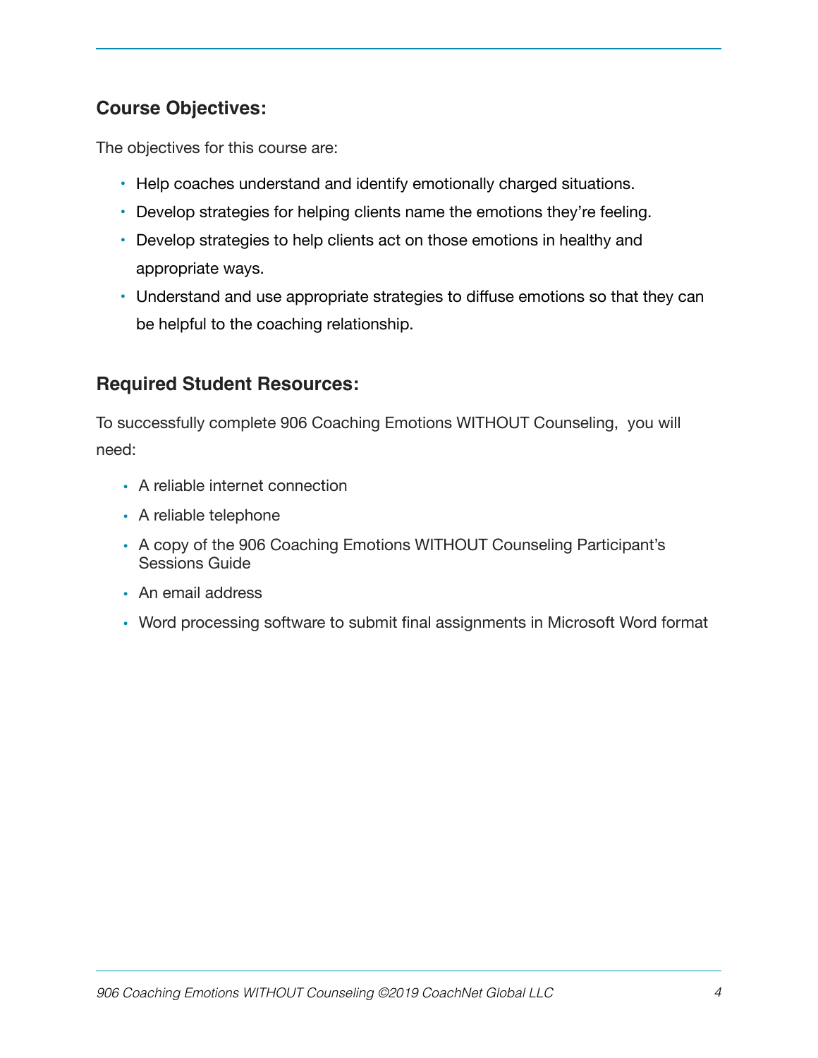## Course Objectives:

The objectives for this course are:

- Help coaches understand and identify emotionally charged situations.
- Develop strategies for helping clients name the emotions they're feeling.
- Develop strategies to help clients act on those emotions in healthy and appropriate ways.
- Understand and use appropriate strategies to diffuse emotions so that they can be helpful to the coaching relationship.

## Required Student Resources:

To successfully complete 906 Coaching Emotions WITHOUT Counseling,  you will need:

- A reliable internet connection
- A reliable telephone
- A copy of the 906 Coaching Emotions WITHOUT Counseling Participant's Sessions Guide
- An email address
- Word processing software to submit final assignments in Microsoft Word format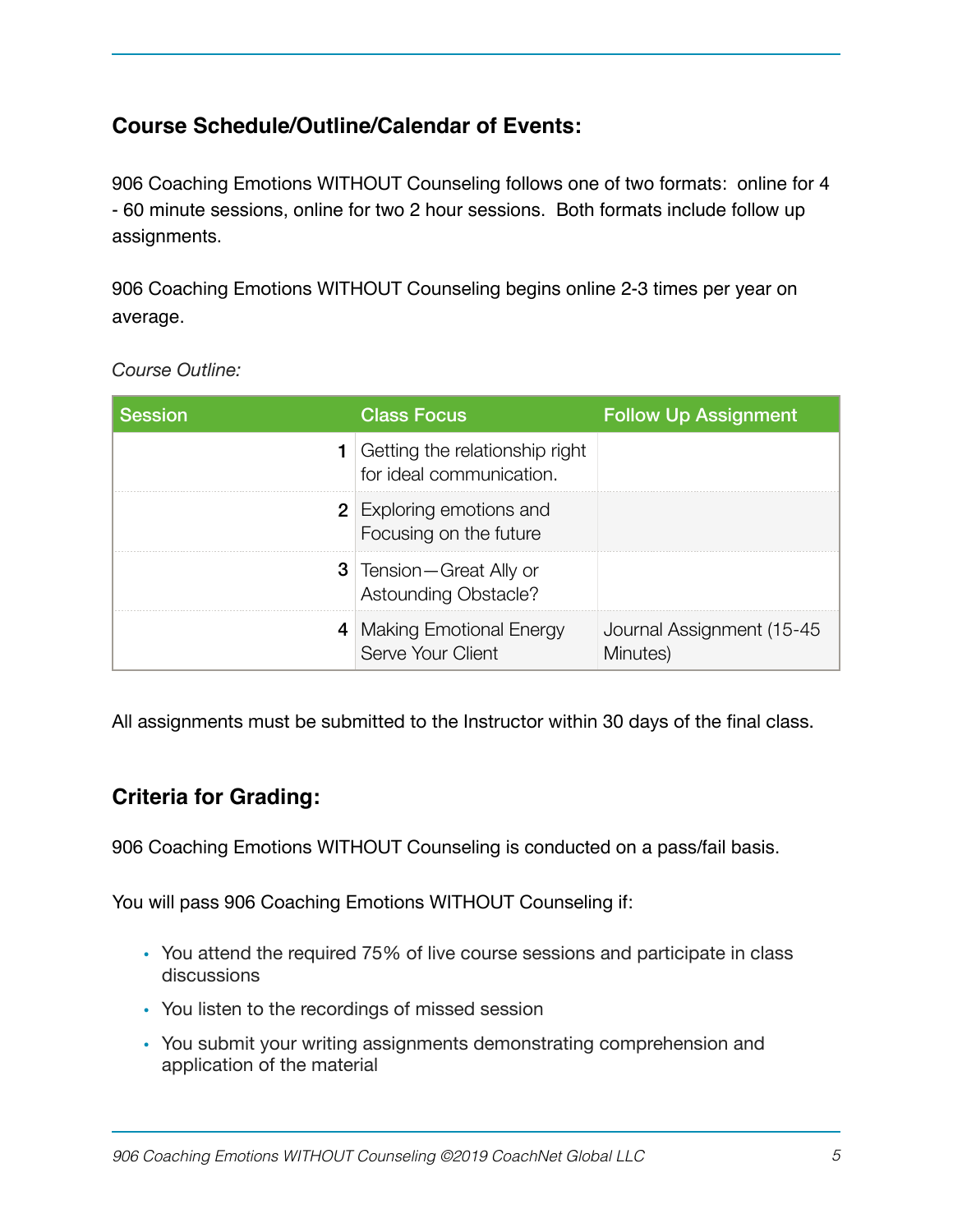## Course Schedule/Outline/Calendar of Events:

906 Coaching Emotions WITHOUT Counseling follows one of two formats: online for 4 - 60 minute sessions, online for two 2 hour sessions. Both formats include follow up assignments.

906 Coaching Emotions WITHOUT Counseling begins online 2-3 times per year on average.

*Course Outline:*

| Session | Class Focus | Follow Up Assignment |
|---|---|---|
| 1 | Getting the relationship right for ideal communication. | |
| 2 | Exploring emotions and Focusing on the future | |
| 3 | Tension—Great Ally or Astounding Obstacle? | |
| 4 | Making Emotional Energy Serve Your Client | Journal Assignment (15-45 Minutes) |

All assignments must be submitted to the Instructor within 30 days of the final class.

## Criteria for Grading:

906 Coaching Emotions WITHOUT Counseling is conducted on a pass/fail basis.

You will pass 906 Coaching Emotions WITHOUT Counseling if:

- You attend the required 75% of live course sessions and participate in class discussions
- You listen to the recordings of missed session
- You submit your writing assignments demonstrating comprehension and application of the material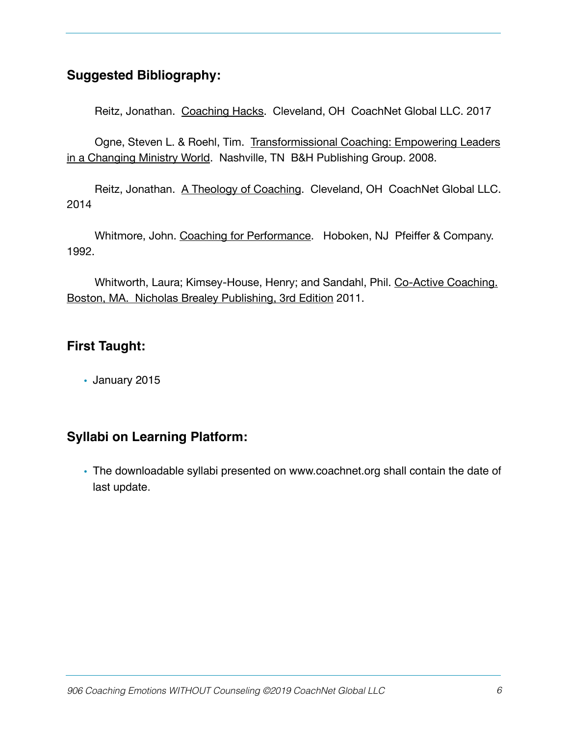## Suggested Bibliography:

Reitz, Jonathan. Coaching Hacks. Cleveland, OH CoachNet Global LLC. 2017

Ogne, Steven L. & Roehl, Tim. Transformissional Coaching: Empowering Leaders in a Changing Ministry World. Nashville, TN B&H Publishing Group. 2008.

Reitz, Jonathan. A Theology of Coaching. Cleveland, OH CoachNet Global LLC. 2014

Whitmore, John. Coaching for Performance. Hoboken, NJ Pfeiffer & Company. 1992.

Whitworth, Laura; Kimsey-House, Henry; and Sandahl, Phil. Co-Active Coaching. Boston, MA. Nicholas Brealey Publishing, 3rd Edition 2011.

## First Taught:

- January 2015

## Syllabi on Learning Platform:

- The downloadable syllabi presented on www.coachnet.org shall contain the date of last update.